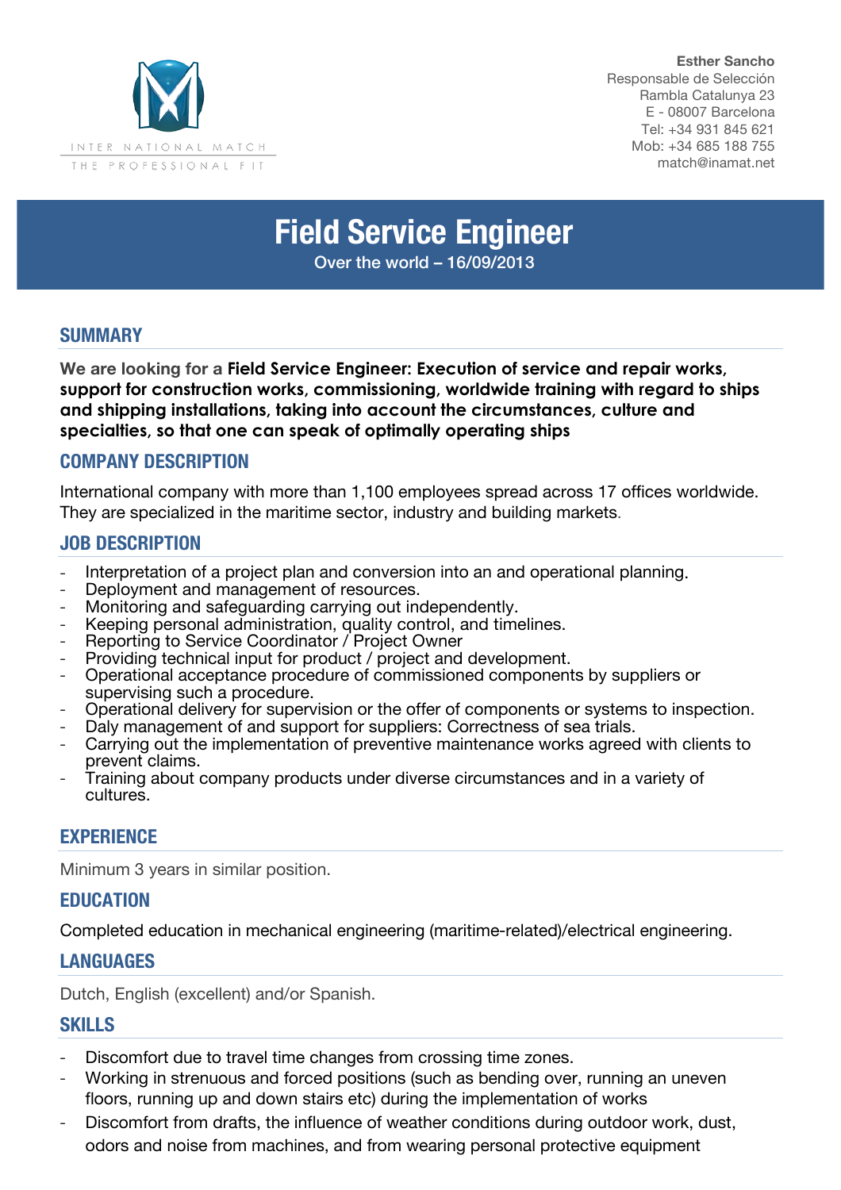INTER NATIONAL MATCH
THE PROFESSIONAL FIT

**Esther Sancho**
Responsable de Selección
Rambla Catalunya 23
E - 08007 Barcelona
Tel: +34 931 845 621
Mob: +34 685 188 755
match@inamat.net

# Field Service Engineer

Over the world – 16/09/2013

## SUMMARY

**We are looking for a Field Service Engineer: Execution of service and repair works, support for construction works, commissioning, worldwide training with regard to ships and shipping installations, taking into account the circumstances, culture and specialties, so that one can speak of optimally operating ships**

## COMPANY DESCRIPTION

International company with more than 1,100 employees spread across 17 offices worldwide. They are specialized in the maritime sector, industry and building markets.

## JOB DESCRIPTION

- Interpretation of a project plan and conversion into an and operational planning.
- Deployment and management of resources.
- Monitoring and safeguarding carrying out independently.
- Keeping personal administration, quality control, and timelines.
- Reporting to Service Coordinator / Project Owner
- Providing technical input for product / project and development.
- Operational acceptance procedure of commissioned components by suppliers or supervising such a procedure.
- Operational delivery for supervision or the offer of components or systems to inspection.
- Daly management of and support for suppliers: Correctness of sea trials.
- Carrying out the implementation of preventive maintenance works agreed with clients to prevent claims.
- Training about company products under diverse circumstances and in a variety of cultures.

## EXPERIENCE

Minimum 3 years in similar position.

## EDUCATION

Completed education in mechanical engineering (maritime-related)/electrical engineering.

## LANGUAGES

Dutch, English (excellent) and/or Spanish.

## SKILLS

- Discomfort due to travel time changes from crossing time zones.
- Working in strenuous and forced positions (such as bending over, running an uneven floors, running up and down stairs etc) during the implementation of works
- Discomfort from drafts, the influence of weather conditions during outdoor work, dust, odors and noise from machines, and from wearing personal protective equipment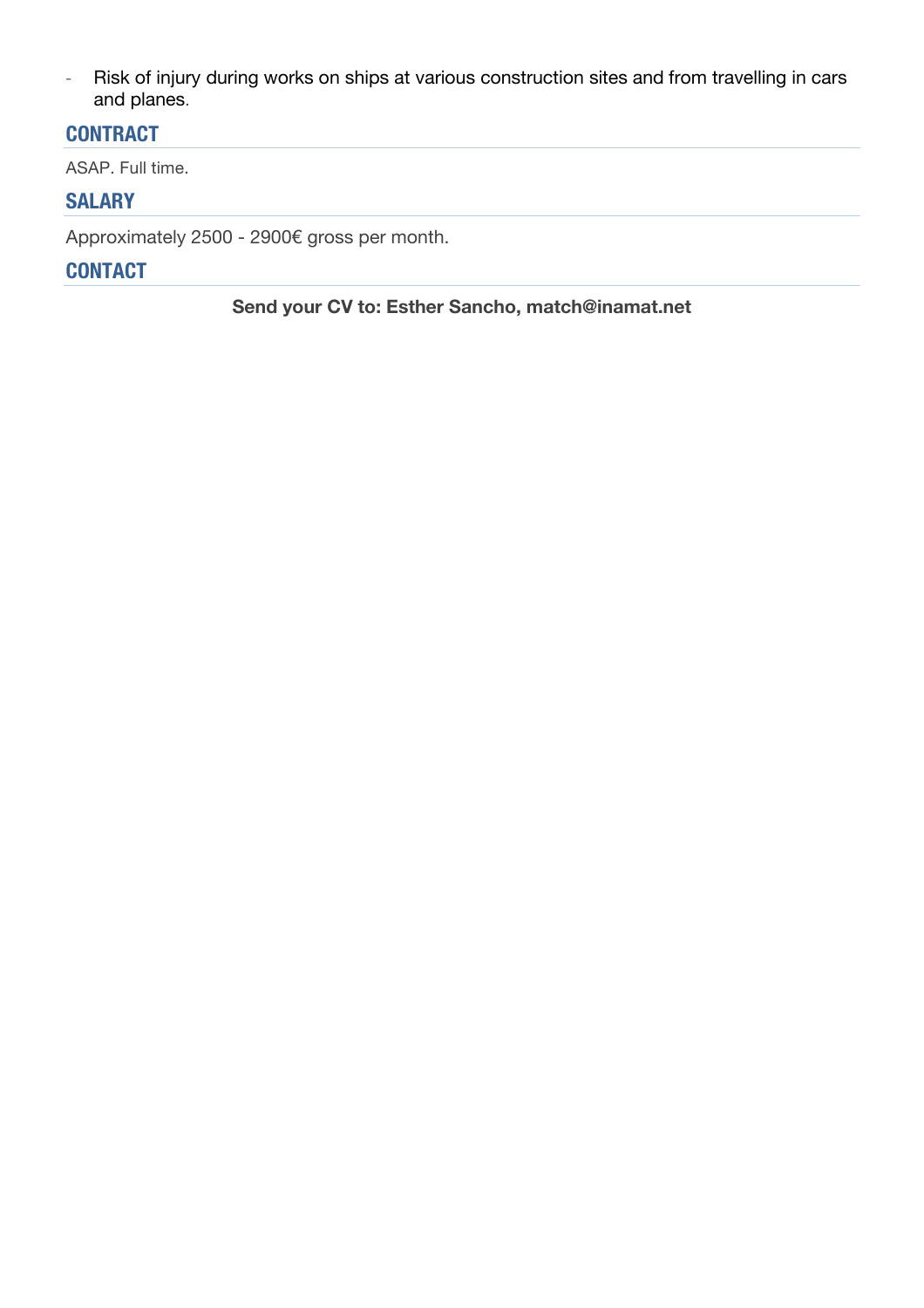- Risk of injury during works on ships at various construction sites and from travelling in cars and planes.

## CONTRACT

ASAP. Full time.

## SALARY

Approximately 2500 - 2900€ gross per month.

## CONTACT

**Send your CV to: Esther Sancho, match@inamat.net**